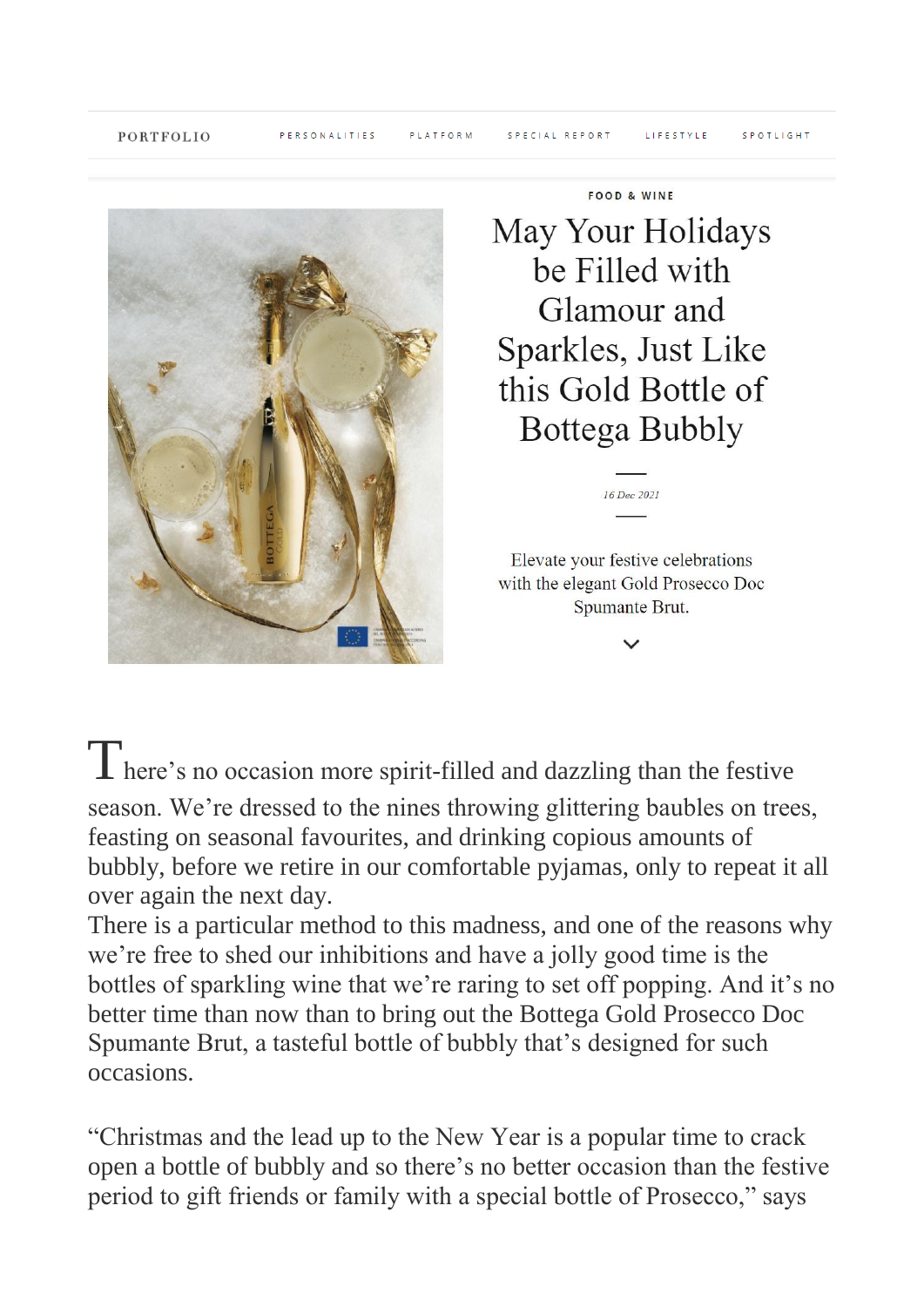FOOD & WINE

# May Your Holidays be Filled with Glamour and Sparkles, Just Like this Gold Bottle of Bottega Bubbly

*16 Dec 2021*

Elevate your festive celebrations with the elegant Gold Prosecco Doc Spumante Brut.

There's no occasion more spirit-filled and dazzling than the festive season. We're dressed to the nines throwing glittering baubles on trees, feasting on seasonal favourites, and drinking copious amounts of bubbly, before we retire in our comfortable pyjamas, only to repeat it all over again the next day.
There is a particular method to this madness, and one of the reasons why we're free to shed our inhibitions and have a jolly good time is the bottles of sparkling wine that we're raring to set off popping. And it's no better time than now than to bring out the Bottega Gold Prosecco Doc Spumante Brut, a tasteful bottle of bubbly that's designed for such occasions.

"Christmas and the lead up to the New Year is a popular time to crack open a bottle of bubbly and so there's no better occasion than the festive period to gift friends or family with a special bottle of Prosecco," says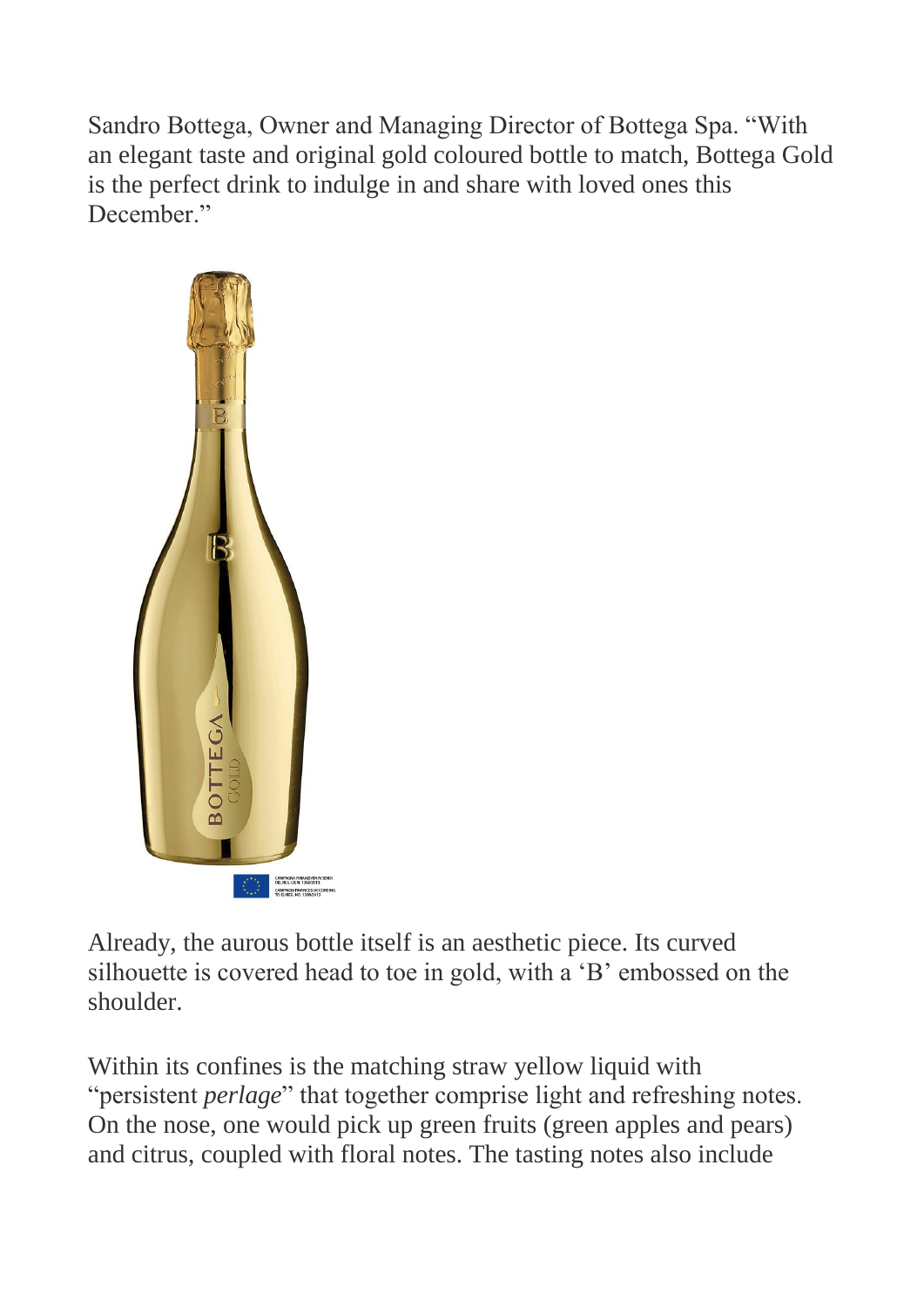Sandro Bottega, Owner and Managing Director of Bottega Spa. “With an elegant taste and original gold coloured bottle to match, Bottega Gold is the perfect drink to indulge in and share with loved ones this December.”

Already, the aurous bottle itself is an aesthetic piece. Its curved silhouette is covered head to toe in gold, with a ‘B’ embossed on the shoulder.

Within its confines is the matching straw yellow liquid with “persistent *perlage*” that together comprise light and refreshing notes. On the nose, one would pick up green fruits (green apples and pears) and citrus, coupled with floral notes. The tasting notes also include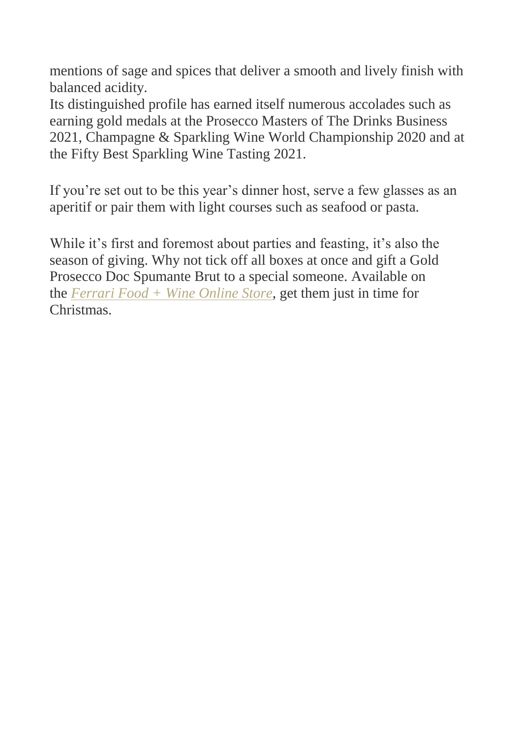mentions of sage and spices that deliver a smooth and lively finish with balanced acidity.
Its distinguished profile has earned itself numerous accolades such as earning gold medals at the Prosecco Masters of The Drinks Business 2021, Champagne & Sparkling Wine World Championship 2020 and at the Fifty Best Sparkling Wine Tasting 2021.

If you're set out to be this year's dinner host, serve a few glasses as an aperitif or pair them with light courses such as seafood or pasta.

While it's first and foremost about parties and feasting, it's also the season of giving. Why not tick off all boxes at once and gift a Gold Prosecco Doc Spumante Brut to a special someone. Available on the *Ferrari Food + Wine Online Store*, get them just in time for Christmas.